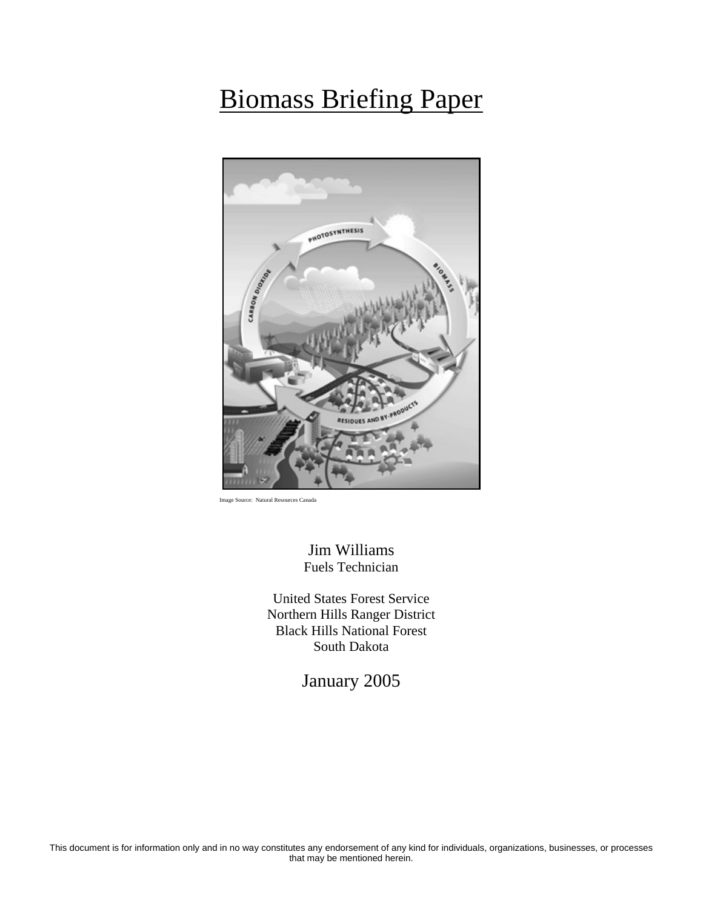# Biomass Briefing Paper

Image Source: Natural Resources Canada

Jim Williams
Fuels Technician

United States Forest Service
Northern Hills Ranger District
Black Hills National Forest
South Dakota

January 2005

This document is for information only and in no way constitutes any endorsement of any kind for individuals, organizations, businesses, or processes that may be mentioned herein.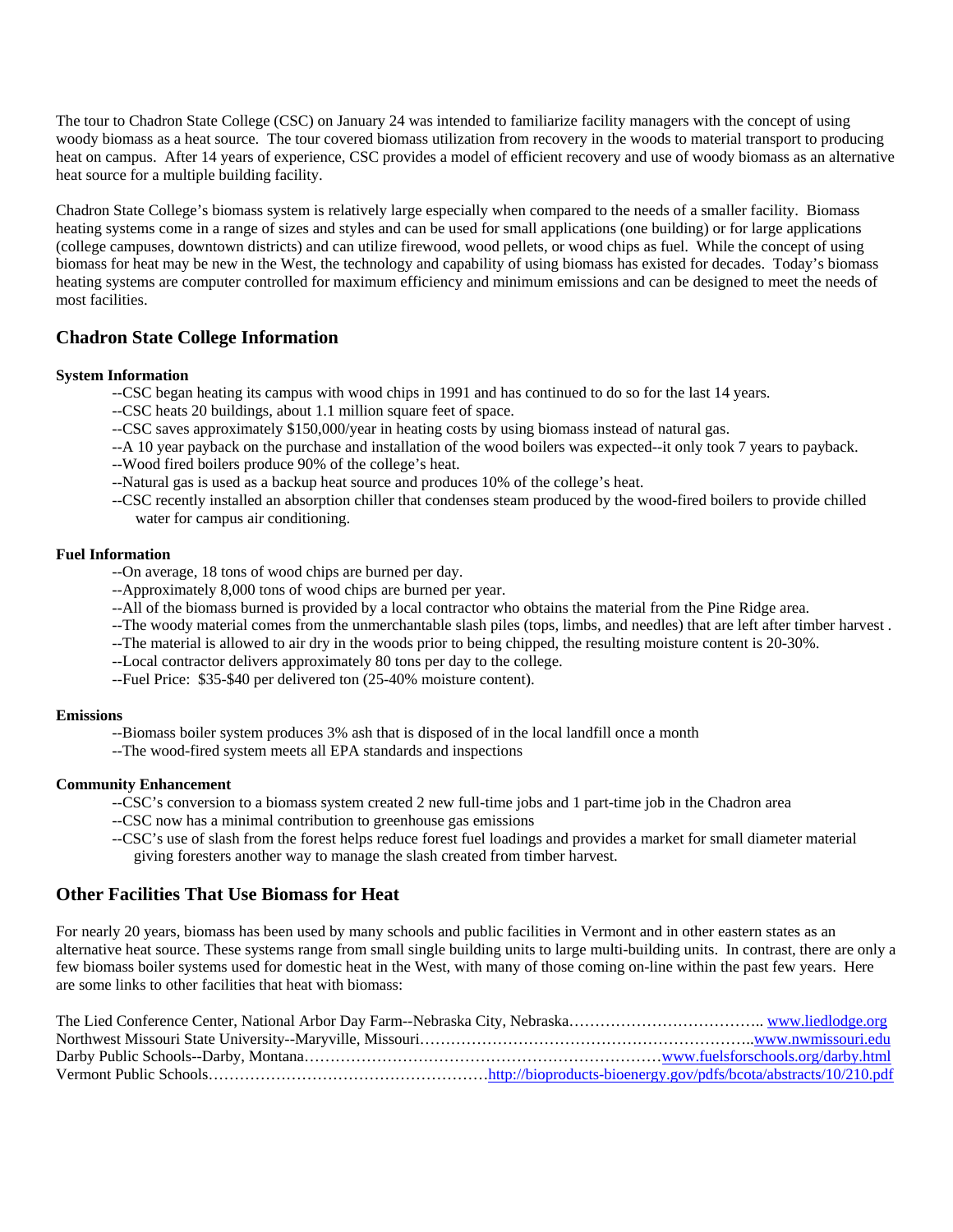The tour to Chadron State College (CSC) on January 24 was intended to familiarize facility managers with the concept of using woody biomass as a heat source. The tour covered biomass utilization from recovery in the woods to material transport to producing heat on campus. After 14 years of experience, CSC provides a model of efficient recovery and use of woody biomass as an alternative heat source for a multiple building facility.

Chadron State College's biomass system is relatively large especially when compared to the needs of a smaller facility. Biomass heating systems come in a range of sizes and styles and can be used for small applications (one building) or for large applications (college campuses, downtown districts) and can utilize firewood, wood pellets, or wood chips as fuel. While the concept of using biomass for heat may be new in the West, the technology and capability of using biomass has existed for decades. Today's biomass heating systems are computer controlled for maximum efficiency and minimum emissions and can be designed to meet the needs of most facilities.

## Chadron State College Information

**System Information**

- --CSC began heating its campus with wood chips in 1991 and has continued to do so for the last 14 years.
- --CSC heats 20 buildings, about 1.1 million square feet of space.
- --CSC saves approximately $150,000/year in heating costs by using biomass instead of natural gas.
- --A 10 year payback on the purchase and installation of the wood boilers was expected--it only took 7 years to payback.
- --Wood fired boilers produce 90% of the college's heat.
- --Natural gas is used as a backup heat source and produces 10% of the college's heat.
- --CSC recently installed an absorption chiller that condenses steam produced by the wood-fired boilers to provide chilled water for campus air conditioning.

**Fuel Information**

- --On average, 18 tons of wood chips are burned per day.
- --Approximately 8,000 tons of wood chips are burned per year.
- --All of the biomass burned is provided by a local contractor who obtains the material from the Pine Ridge area.
- --The woody material comes from the unmerchantable slash piles (tops, limbs, and needles) that are left after timber harvest .
- --The material is allowed to air dry in the woods prior to being chipped, the resulting moisture content is 20-30%.
- --Local contractor delivers approximately 80 tons per day to the college.
- --Fuel Price: $35-$40 per delivered ton (25-40% moisture content).

**Emissions**

- --Biomass boiler system produces 3% ash that is disposed of in the local landfill once a month
- --The wood-fired system meets all EPA standards and inspections

**Community Enhancement**

- --CSC's conversion to a biomass system created 2 new full-time jobs and 1 part-time job in the Chadron area
- --CSC now has a minimal contribution to greenhouse gas emissions
- --CSC's use of slash from the forest helps reduce forest fuel loadings and provides a market for small diameter material giving foresters another way to manage the slash created from timber harvest.

## Other Facilities That Use Biomass for Heat

For nearly 20 years, biomass has been used by many schools and public facilities in Vermont and in other eastern states as an alternative heat source. These systems range from small single building units to large multi-building units. In contrast, there are only a few biomass boiler systems used for domestic heat in the West, with many of those coming on-line within the past few years. Here are some links to other facilities that heat with biomass:

The Lied Conference Center, National Arbor Day Farm--Nebraska City, Nebraska……………………………….. www.liedlodge.org
Northwest Missouri State University--Maryville, Missouri………………………………………………………..www.nwmissouri.edu
Darby Public Schools--Darby, Montana……………………………………………………………www.fuelsforschools.org/darby.html
Vermont Public Schools………………………………………………http://bioproducts-bioenergy.gov/pdfs/bcota/abstracts/10/210.pdf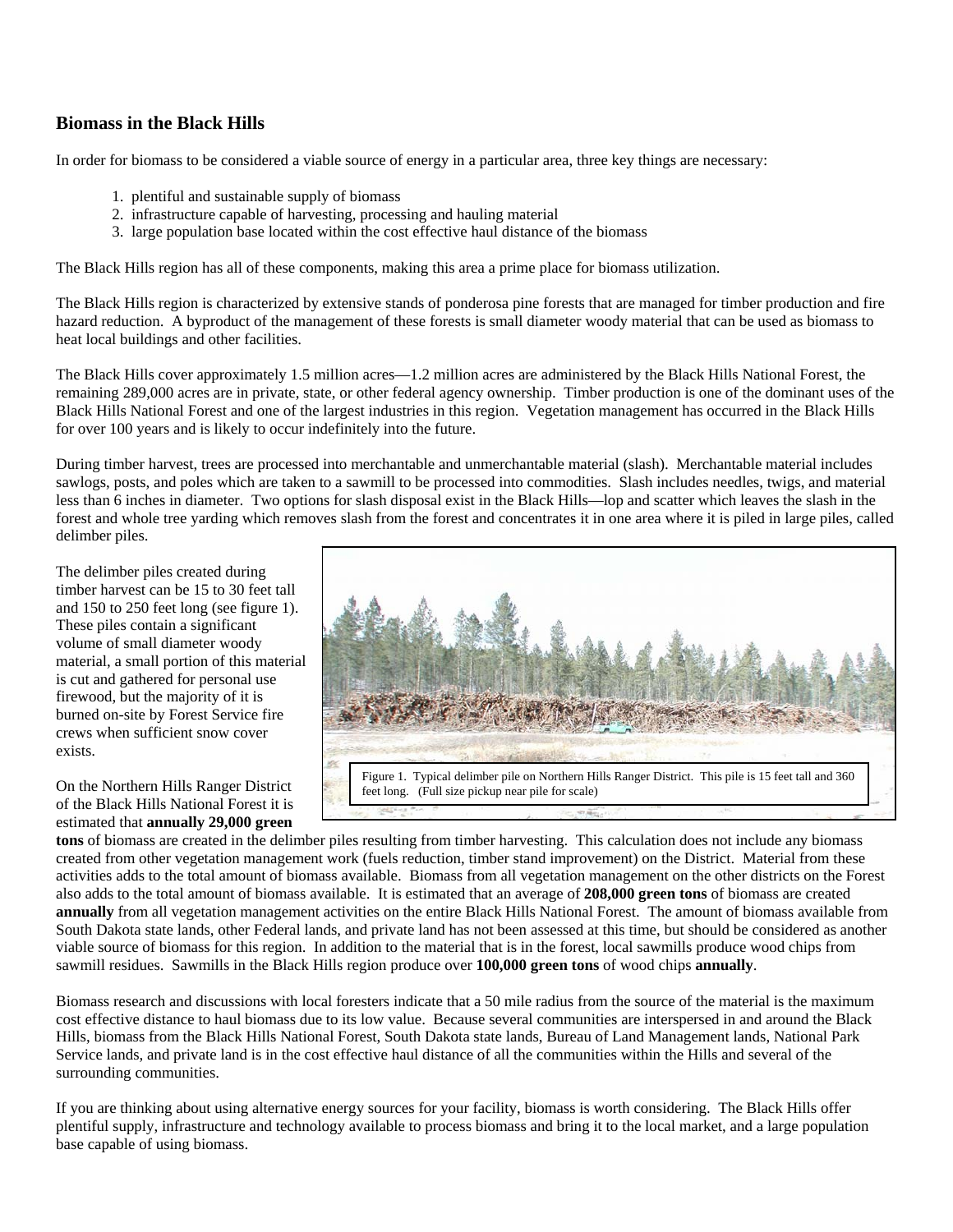## Biomass in the Black Hills

In order for biomass to be considered a viable source of energy in a particular area, three key things are necessary:

1. plentiful and sustainable supply of biomass
2. infrastructure capable of harvesting, processing and hauling material
3. large population base located within the cost effective haul distance of the biomass

The Black Hills region has all of these components, making this area a prime place for biomass utilization.

The Black Hills region is characterized by extensive stands of ponderosa pine forests that are managed for timber production and fire hazard reduction. A byproduct of the management of these forests is small diameter woody material that can be used as biomass to heat local buildings and other facilities.

The Black Hills cover approximately 1.5 million acres—1.2 million acres are administered by the Black Hills National Forest, the remaining 289,000 acres are in private, state, or other federal agency ownership. Timber production is one of the dominant uses of the Black Hills National Forest and one of the largest industries in this region. Vegetation management has occurred in the Black Hills for over 100 years and is likely to occur indefinitely into the future.

During timber harvest, trees are processed into merchantable and unmerchantable material (slash). Merchantable material includes sawlogs, posts, and poles which are taken to a sawmill to be processed into commodities. Slash includes needles, twigs, and material less than 6 inches in diameter. Two options for slash disposal exist in the Black Hills—lop and scatter which leaves the slash in the forest and whole tree yarding which removes slash from the forest and concentrates it in one area where it is piled in large piles, called delimber piles.

The delimber piles created during timber harvest can be 15 to 30 feet tall and 150 to 250 feet long (see figure 1). These piles contain a significant volume of small diameter woody material, a small portion of this material is cut and gathered for personal use firewood, but the majority of it is burned on-site by Forest Service fire crews when sufficient snow cover exists.

Figure 1. Typical delimber pile on Northern Hills Ranger District. This pile is 15 feet tall and 360 feet long. (Full size pickup near pile for scale)

On the Northern Hills Ranger District of the Black Hills National Forest it is estimated that **annually 29,000 green tons** of biomass are created in the delimber piles resulting from timber harvesting. This calculation does not include any biomass created from other vegetation management work (fuels reduction, timber stand improvement) on the District. Material from these activities adds to the total amount of biomass available. Biomass from all vegetation management on the other districts on the Forest also adds to the total amount of biomass available. It is estimated that an average of **208,000 green tons** of biomass are created **annually** from all vegetation management activities on the entire Black Hills National Forest. The amount of biomass available from South Dakota state lands, other Federal lands, and private land has not been assessed at this time, but should be considered as another viable source of biomass for this region. In addition to the material that is in the forest, local sawmills produce wood chips from sawmill residues. Sawmills in the Black Hills region produce over **100,000 green tons** of wood chips **annually**.

Biomass research and discussions with local foresters indicate that a 50 mile radius from the source of the material is the maximum cost effective distance to haul biomass due to its low value. Because several communities are interspersed in and around the Black Hills, biomass from the Black Hills National Forest, South Dakota state lands, Bureau of Land Management lands, National Park Service lands, and private land is in the cost effective haul distance of all the communities within the Hills and several of the surrounding communities.

If you are thinking about using alternative energy sources for your facility, biomass is worth considering. The Black Hills offer plentiful supply, infrastructure and technology available to process biomass and bring it to the local market, and a large population base capable of using biomass.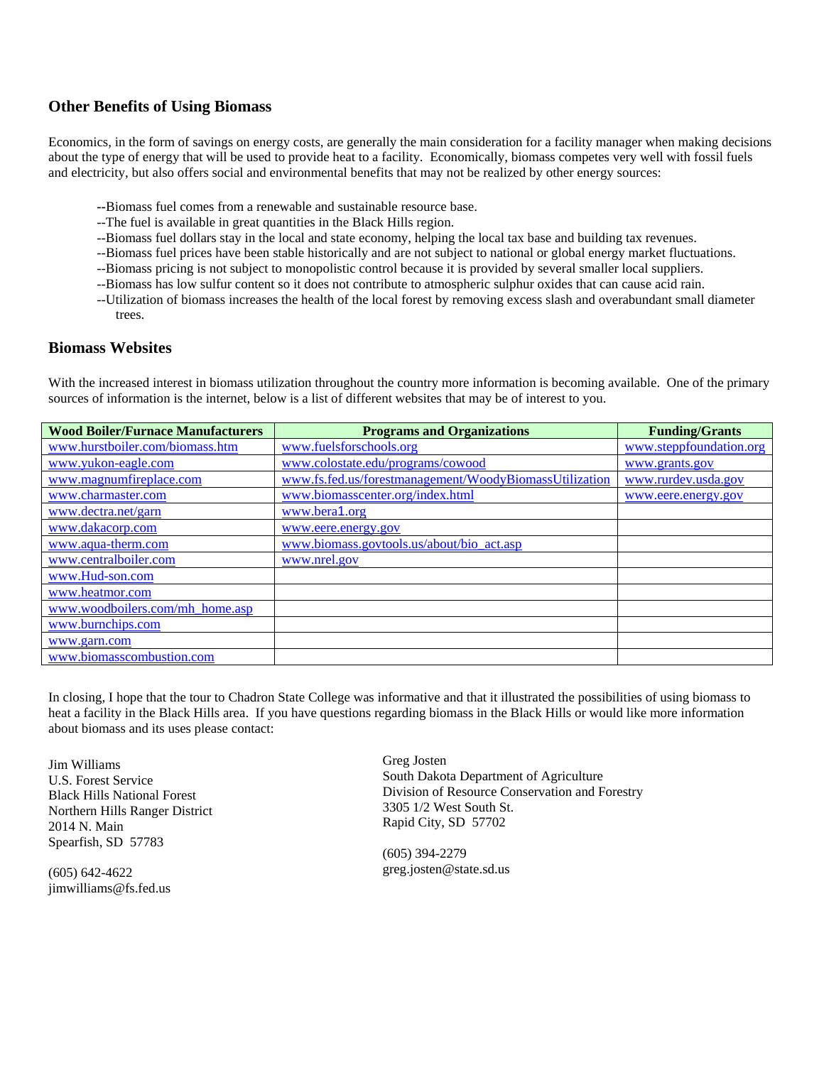## Other Benefits of Using Biomass

Economics, in the form of savings on energy costs, are generally the main consideration for a facility manager when making decisions about the type of energy that will be used to provide heat to a facility. Economically, biomass competes very well with fossil fuels and electricity, but also offers social and environmental benefits that may not be realized by other energy sources:

- --Biomass fuel comes from a renewable and sustainable resource base.
- --The fuel is available in great quantities in the Black Hills region.
- --Biomass fuel dollars stay in the local and state economy, helping the local tax base and building tax revenues.
- --Biomass fuel prices have been stable historically and are not subject to national or global energy market fluctuations.
- --Biomass pricing is not subject to monopolistic control because it is provided by several smaller local suppliers.
- --Biomass has low sulfur content so it does not contribute to atmospheric sulphur oxides that can cause acid rain.
- --Utilization of biomass increases the health of the local forest by removing excess slash and overabundant small diameter trees.

## Biomass Websites

With the increased interest in biomass utilization throughout the country more information is becoming available. One of the primary sources of information is the internet, below is a list of different websites that may be of interest to you.

| Wood Boiler/Furnace Manufacturers | Programs and Organizations | Funding/Grants |
|---|---|---|
| www.hurstboiler.com/biomass.htm | www.fuelsforschools.org | www.steppfoundation.org |
| www.yukon-eagle.com | www.colostate.edu/programs/cowood | www.grants.gov |
| www.magnumfireplace.com | www.fs.fed.us/forestmanagement/WoodyBiomassUtilization | www.rurdev.usda.gov |
| www.charmaster.com | www.biomasscenter.org/index.html | www.eere.energy.gov |
| www.dectra.net/garn | www.bera1.org | |
| www.dakacorp.com | www.eere.energy.gov | |
| www.aqua-therm.com | www.biomass.govtools.us/about/bio_act.asp | |
| www.centralboiler.com | www.nrel.gov | |
| www.Hud-son.com | | |
| www.heatmor.com | | |
| www.woodboilers.com/mh_home.asp | | |
| www.burnchips.com | | |
| www.garn.com | | |
| www.biomasscombustion.com | | |

In closing, I hope that the tour to Chadron State College was informative and that it illustrated the possibilities of using biomass to heat a facility in the Black Hills area. If you have questions regarding biomass in the Black Hills or would like more information about biomass and its uses please contact:

Jim Williams
U.S. Forest Service
Black Hills National Forest
Northern Hills Ranger District
2014 N. Main
Spearfish, SD 57783

(605) 642-4622
jimwilliams@fs.fed.us

Greg Josten
South Dakota Department of Agriculture
Division of Resource Conservation and Forestry
3305 1/2 West South St.
Rapid City, SD 57702

(605) 394-2279
greg.josten@state.sd.us